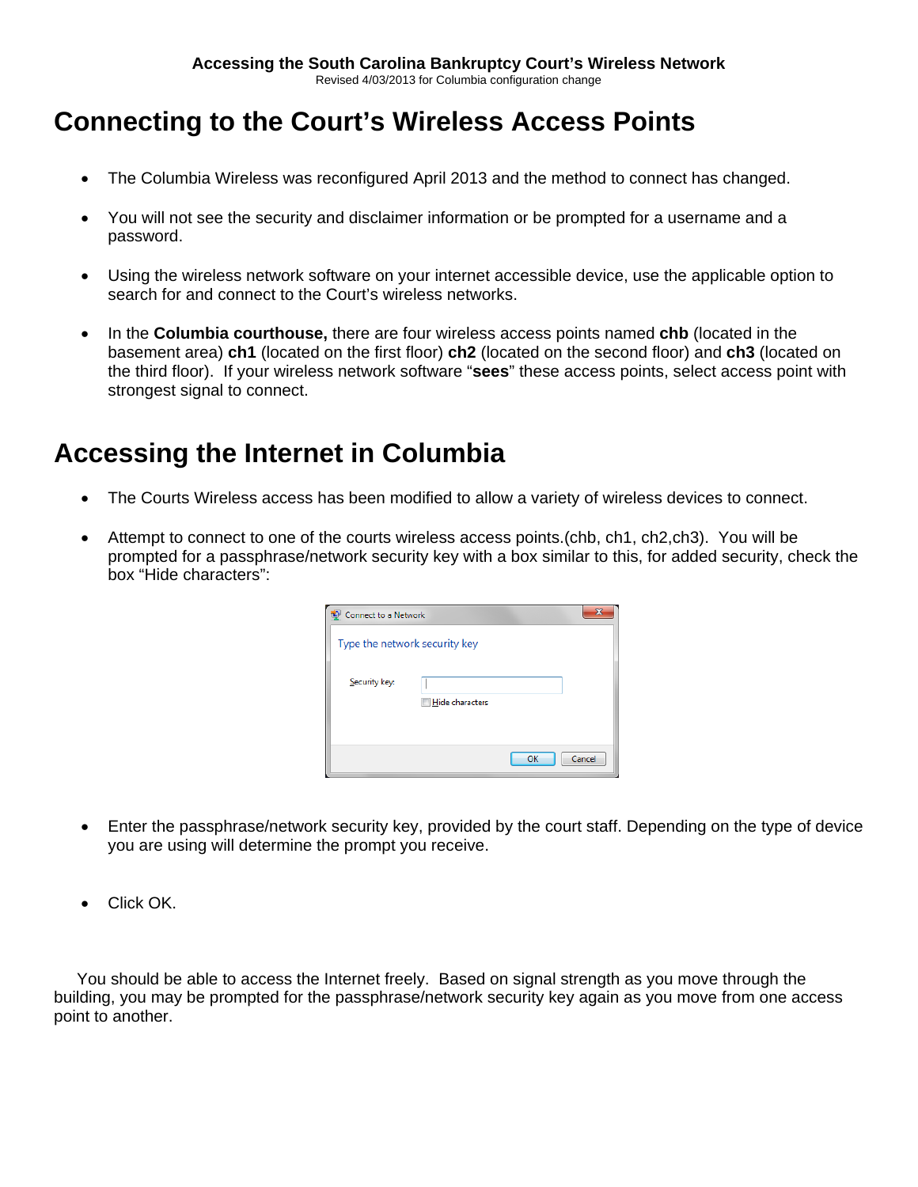**Accessing the South Carolina Bankruptcy Court's Wireless Network**

Revised 4/03/2013 for Columbia configuration change

# Connecting to the Court's Wireless Access Points

- The Columbia Wireless was reconfigured April 2013 and the method to connect has changed.
- You will not see the security and disclaimer information or be prompted for a username and a password.
- Using the wireless network software on your internet accessible device, use the applicable option to search for and connect to the Court's wireless networks.
- In the **Columbia courthouse,** there are four wireless access points named **chb** (located in the basement area) **ch1** (located on the first floor) **ch2** (located on the second floor) and **ch3** (located on the third floor). If your wireless network software "**sees**" these access points, select access point with strongest signal to connect.

# Accessing the Internet in Columbia

- The Courts Wireless access has been modified to allow a variety of wireless devices to connect.
- Attempt to connect to one of the courts wireless access points.(chb, ch1, ch2,ch3). You will be prompted for a passphrase/network security key with a box similar to this, for added security, check the box "Hide characters":

Connect to a Network

Type the network security key

Security key:

Hide characters

OK Cancel

- Enter the passphrase/network security key, provided by the court staff. Depending on the type of device you are using will determine the prompt you receive.
- Click OK.

You should be able to access the Internet freely. Based on signal strength as you move through the building, you may be prompted for the passphrase/network security key again as you move from one access point to another.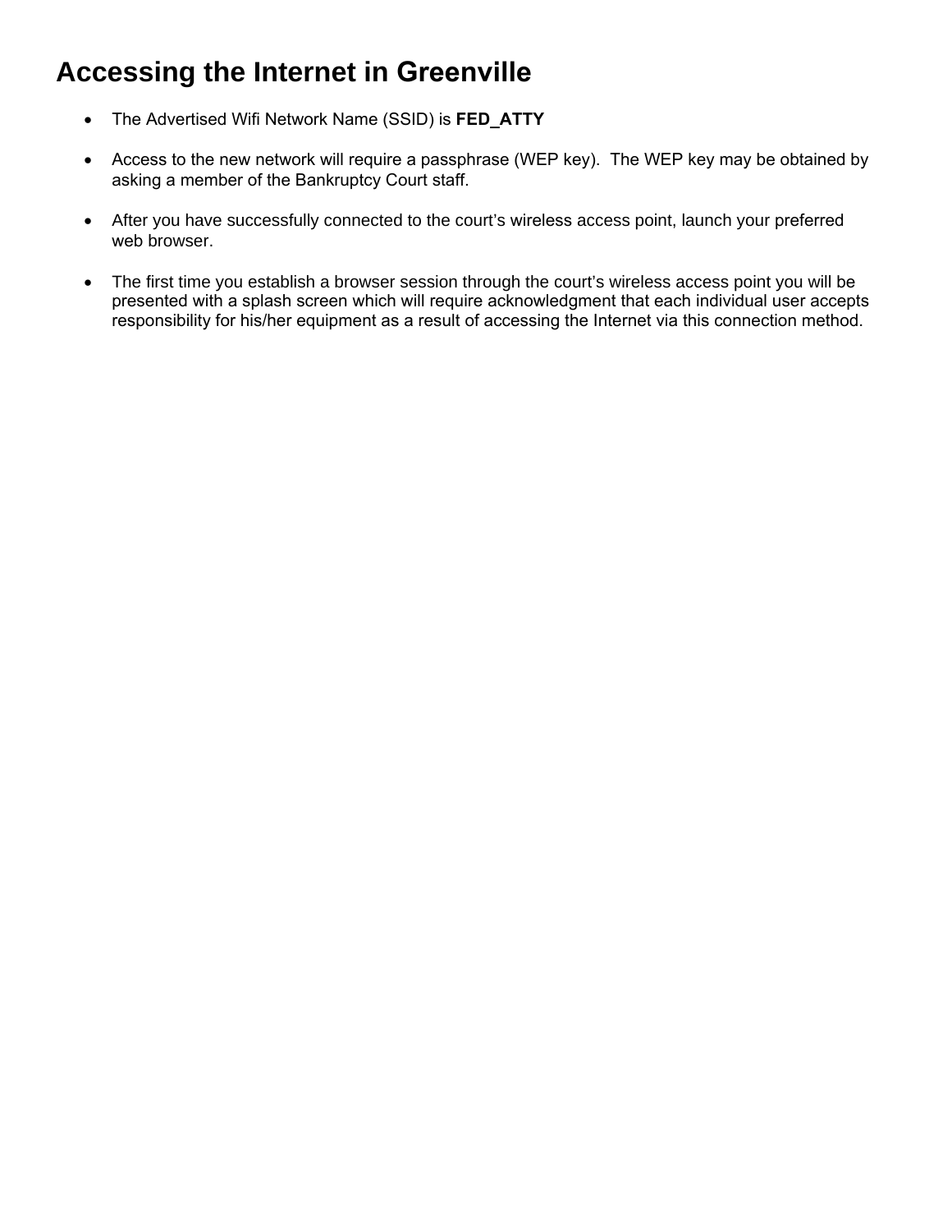# Accessing the Internet in Greenville

- The Advertised Wifi Network Name (SSID) is **FED_ATTY**

- Access to the new network will require a passphrase (WEP key). The WEP key may be obtained by asking a member of the Bankruptcy Court staff.

- After you have successfully connected to the court's wireless access point, launch your preferred web browser.

- The first time you establish a browser session through the court's wireless access point you will be presented with a splash screen which will require acknowledgment that each individual user accepts responsibility for his/her equipment as a result of accessing the Internet via this connection method.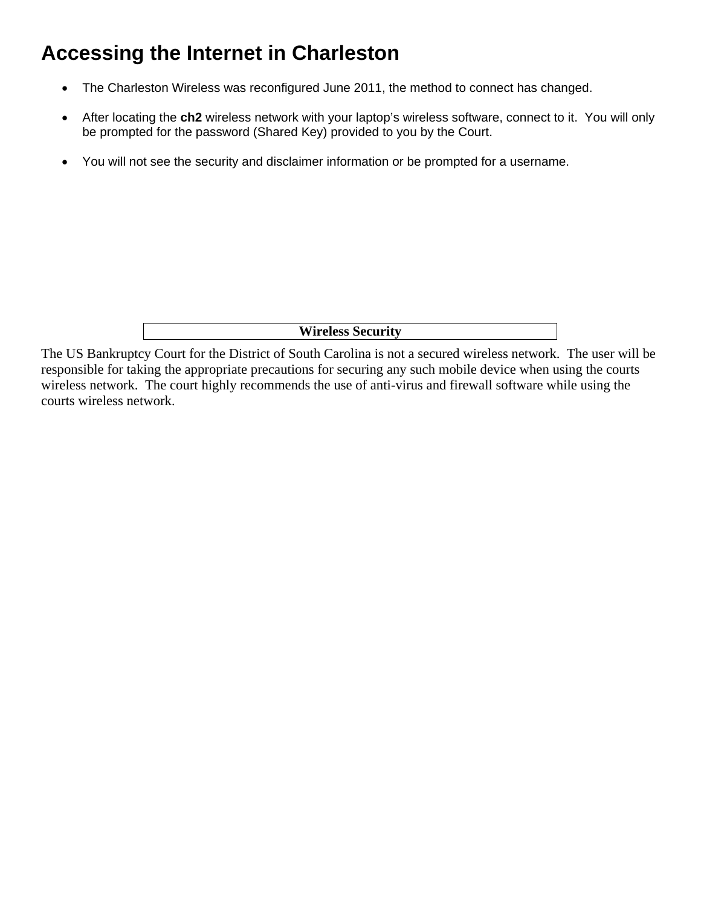# Accessing the Internet in Charleston

- The Charleston Wireless was reconfigured June 2011, the method to connect has changed.
- After locating the **ch2** wireless network with your laptop's wireless software, connect to it. You will only be prompted for the password (Shared Key) provided to you by the Court.
- You will not see the security and disclaimer information or be prompted for a username.

**Wireless Security**

The US Bankruptcy Court for the District of South Carolina is not a secured wireless network. The user will be responsible for taking the appropriate precautions for securing any such mobile device when using the courts wireless network. The court highly recommends the use of anti-virus and firewall software while using the courts wireless network.